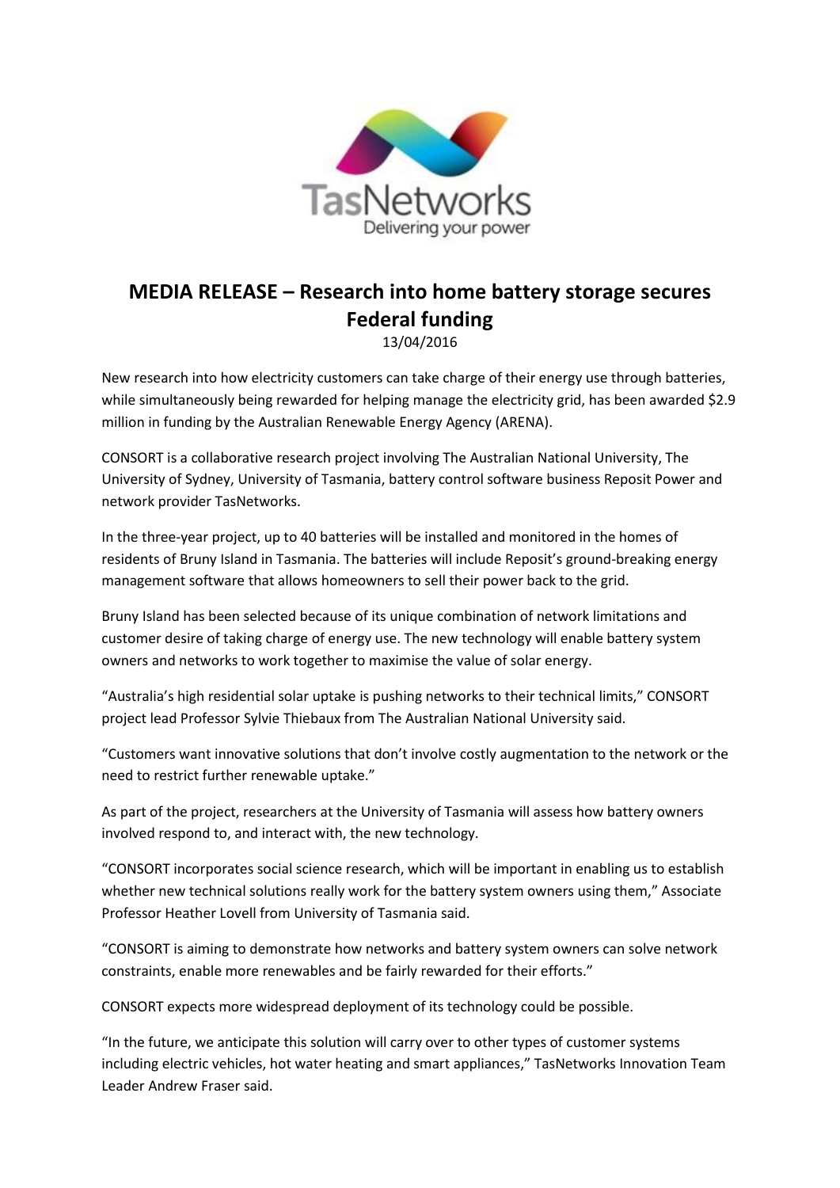TasNetworks
Delivering your power

# MEDIA RELEASE – Research into home battery storage secures Federal funding

13/04/2016

New research into how electricity customers can take charge of their energy use through batteries, while simultaneously being rewarded for helping manage the electricity grid, has been awarded $2.9 million in funding by the Australian Renewable Energy Agency (ARENA).

CONSORT is a collaborative research project involving The Australian National University, The University of Sydney, University of Tasmania, battery control software business Reposit Power and network provider TasNetworks.

In the three-year project, up to 40 batteries will be installed and monitored in the homes of residents of Bruny Island in Tasmania. The batteries will include Reposit's ground-breaking energy management software that allows homeowners to sell their power back to the grid.

Bruny Island has been selected because of its unique combination of network limitations and customer desire of taking charge of energy use. The new technology will enable battery system owners and networks to work together to maximise the value of solar energy.

"Australia's high residential solar uptake is pushing networks to their technical limits," CONSORT project lead Professor Sylvie Thiebaux from The Australian National University said.

"Customers want innovative solutions that don't involve costly augmentation to the network or the need to restrict further renewable uptake."

As part of the project, researchers at the University of Tasmania will assess how battery owners involved respond to, and interact with, the new technology.

"CONSORT incorporates social science research, which will be important in enabling us to establish whether new technical solutions really work for the battery system owners using them," Associate Professor Heather Lovell from University of Tasmania said.

"CONSORT is aiming to demonstrate how networks and battery system owners can solve network constraints, enable more renewables and be fairly rewarded for their efforts."

CONSORT expects more widespread deployment of its technology could be possible.

"In the future, we anticipate this solution will carry over to other types of customer systems including electric vehicles, hot water heating and smart appliances," TasNetworks Innovation Team Leader Andrew Fraser said.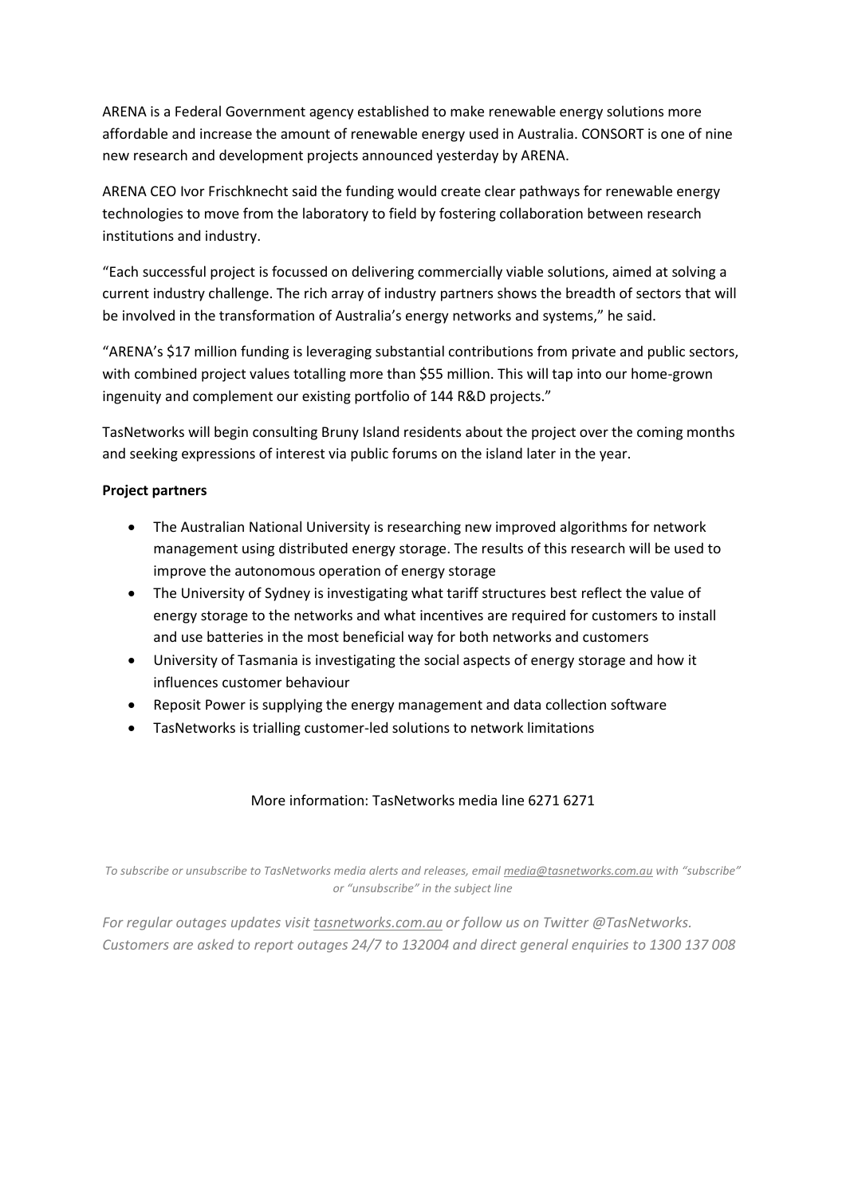ARENA is a Federal Government agency established to make renewable energy solutions more affordable and increase the amount of renewable energy used in Australia. CONSORT is one of nine new research and development projects announced yesterday by ARENA.

ARENA CEO Ivor Frischknecht said the funding would create clear pathways for renewable energy technologies to move from the laboratory to field by fostering collaboration between research institutions and industry.

"Each successful project is focussed on delivering commercially viable solutions, aimed at solving a current industry challenge. The rich array of industry partners shows the breadth of sectors that will be involved in the transformation of Australia's energy networks and systems," he said.

"ARENA's $17 million funding is leveraging substantial contributions from private and public sectors, with combined project values totalling more than $55 million. This will tap into our home-grown ingenuity and complement our existing portfolio of 144 R&D projects."

TasNetworks will begin consulting Bruny Island residents about the project over the coming months and seeking expressions of interest via public forums on the island later in the year.

**Project partners**

- The Australian National University is researching new improved algorithms for network management using distributed energy storage. The results of this research will be used to improve the autonomous operation of energy storage
- The University of Sydney is investigating what tariff structures best reflect the value of energy storage to the networks and what incentives are required for customers to install and use batteries in the most beneficial way for both networks and customers
- University of Tasmania is investigating the social aspects of energy storage and how it influences customer behaviour
- Reposit Power is supplying the energy management and data collection software
- TasNetworks is trialling customer-led solutions to network limitations

More information: TasNetworks media line 6271 6271

*To subscribe or unsubscribe to TasNetworks media alerts and releases, email media@tasnetworks.com.au with "subscribe" or "unsubscribe" in the subject line*

*For regular outages updates visit tasnetworks.com.au or follow us on Twitter @TasNetworks. Customers are asked to report outages 24/7 to 132004 and direct general enquiries to 1300 137 008*